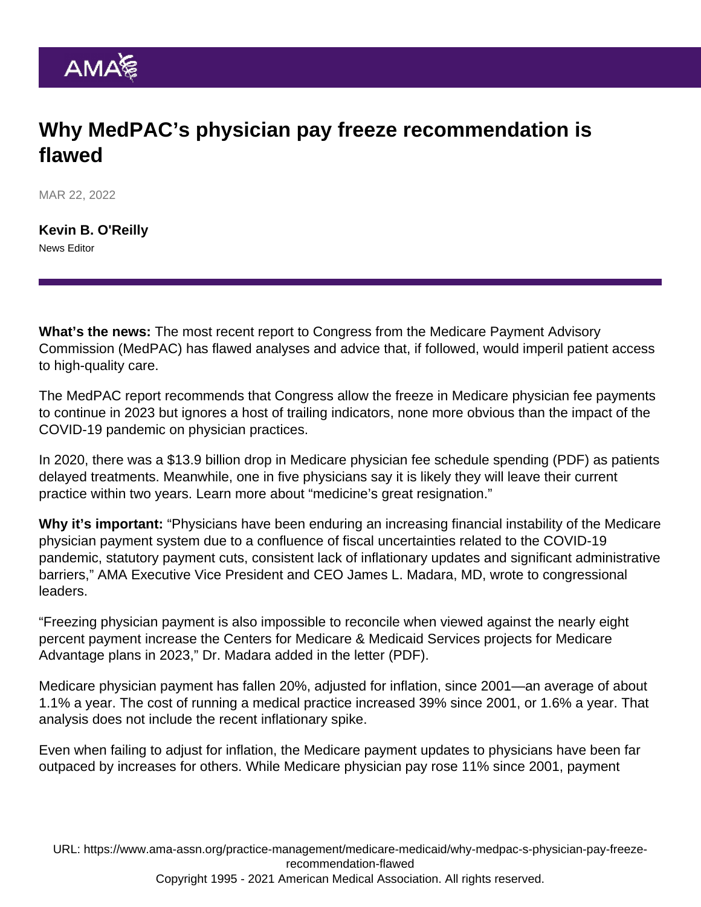# Why MedPAC's physician pay freeze recommendation is flawed

MAR 22, 2022

**Kevin B. O'Reilly**
News Editor

**What's the news:** The most recent report to Congress from the Medicare Payment Advisory Commission (MedPAC) has flawed analyses and advice that, if followed, would imperil patient access to high-quality care.

The MedPAC report recommends that Congress allow the freeze in Medicare physician fee payments to continue in 2023 but ignores a host of trailing indicators, none more obvious than the impact of the COVID-19 pandemic on physician practices.

In 2020, there was a $13.9 billion drop in Medicare physician fee schedule spending (PDF) as patients delayed treatments. Meanwhile, one in five physicians say it is likely they will leave their current practice within two years. Learn more about "medicine's great resignation."

**Why it's important:** "Physicians have been enduring an increasing financial instability of the Medicare physician payment system due to a confluence of fiscal uncertainties related to the COVID-19 pandemic, statutory payment cuts, consistent lack of inflationary updates and significant administrative barriers," AMA Executive Vice President and CEO James L. Madara, MD, wrote to congressional leaders.

"Freezing physician payment is also impossible to reconcile when viewed against the nearly eight percent payment increase the Centers for Medicare & Medicaid Services projects for Medicare Advantage plans in 2023," Dr. Madara added in the letter (PDF).

Medicare physician payment has fallen 20%, adjusted for inflation, since 2001—an average of about 1.1% a year. The cost of running a medical practice increased 39% since 2001, or 1.6% a year. That analysis does not include the recent inflationary spike.

Even when failing to adjust for inflation, the Medicare payment updates to physicians have been far outpaced by increases for others. While Medicare physician pay rose 11% since 2001, payment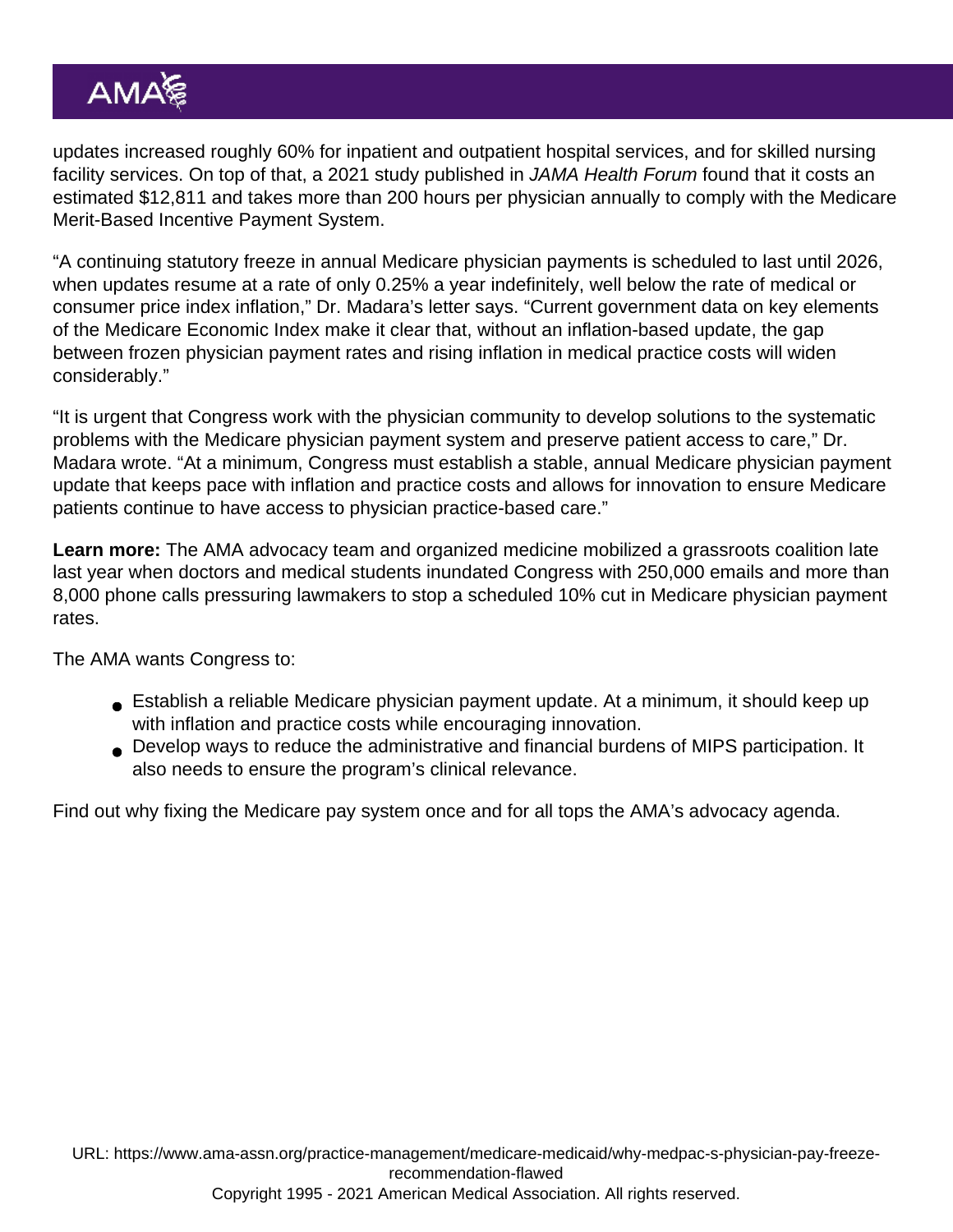updates increased roughly 60% for inpatient and outpatient hospital services, and for skilled nursing facility services. On top of that, a 2021 study published in *JAMA Health Forum* found that it costs an estimated $12,811 and takes more than 200 hours per physician annually to comply with the Medicare Merit-Based Incentive Payment System.

"A continuing statutory freeze in annual Medicare physician payments is scheduled to last until 2026, when updates resume at a rate of only 0.25% a year indefinitely, well below the rate of medical or consumer price index inflation," Dr. Madara's letter says. "Current government data on key elements of the Medicare Economic Index make it clear that, without an inflation-based update, the gap between frozen physician payment rates and rising inflation in medical practice costs will widen considerably."

"It is urgent that Congress work with the physician community to develop solutions to the systematic problems with the Medicare physician payment system and preserve patient access to care," Dr. Madara wrote. "At a minimum, Congress must establish a stable, annual Medicare physician payment update that keeps pace with inflation and practice costs and allows for innovation to ensure Medicare patients continue to have access to physician practice-based care."

**Learn more:** The AMA advocacy team and organized medicine mobilized a grassroots coalition late last year when doctors and medical students inundated Congress with 250,000 emails and more than 8,000 phone calls pressuring lawmakers to stop a scheduled 10% cut in Medicare physician payment rates.

The AMA wants Congress to:

- Establish a reliable Medicare physician payment update. At a minimum, it should keep up with inflation and practice costs while encouraging innovation.
- Develop ways to reduce the administrative and financial burdens of MIPS participation. It also needs to ensure the program's clinical relevance.

Find out why fixing the Medicare pay system once and for all tops the AMA's advocacy agenda.